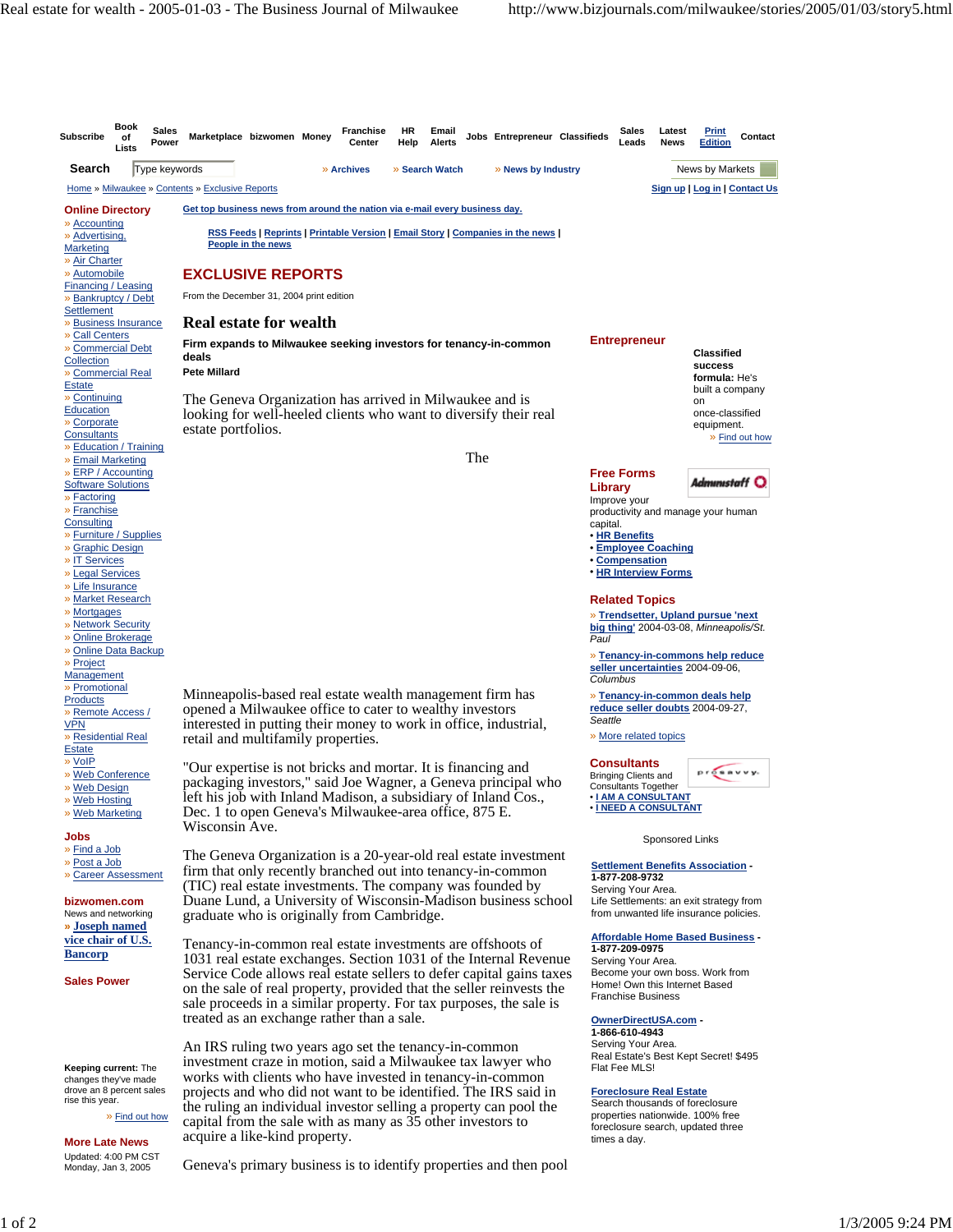# EXCLUSIVE REPORTS

From the December 31, 2004 print edition

## Real estate for wealth

**Firm expands to Milwaukee seeking investors for tenancy-in-common deals**

**Pete Millard**

The Geneva Organization has arrived in Milwaukee and is looking for well-heeled clients who want to diversify their real estate portfolios.

The

Minneapolis-based real estate wealth management firm has opened a Milwaukee office to cater to wealthy investors interested in putting their money to work in office, industrial, retail and multifamily properties.

"Our expertise is not bricks and mortar. It is financing and packaging investors," said Joe Wagner, a Geneva principal who left his job with Inland Madison, a subsidiary of Inland Cos., Dec. 1 to open Geneva's Milwaukee-area office, 875 E. Wisconsin Ave.

The Geneva Organization is a 20-year-old real estate investment firm that only recently branched out into tenancy-in-common (TIC) real estate investments. The company was founded by Duane Lund, a University of Wisconsin-Madison business school graduate who is originally from Cambridge.

Tenancy-in-common real estate investments are offshoots of 1031 real estate exchanges. Section 1031 of the Internal Revenue Service Code allows real estate sellers to defer capital gains taxes on the sale of real property, provided that the seller reinvests the sale proceeds in a similar property. For tax purposes, the sale is treated as an exchange rather than a sale.

An IRS ruling two years ago set the tenancy-in-common investment craze in motion, said a Milwaukee tax lawyer who works with clients who have invested in tenancy-in-common projects and who did not want to be identified. The IRS said in the ruling an individual investor selling a property can pool the capital from the sale with as many as 35 other investors to acquire a like-kind property.

Geneva's primary business is to identify properties and then pool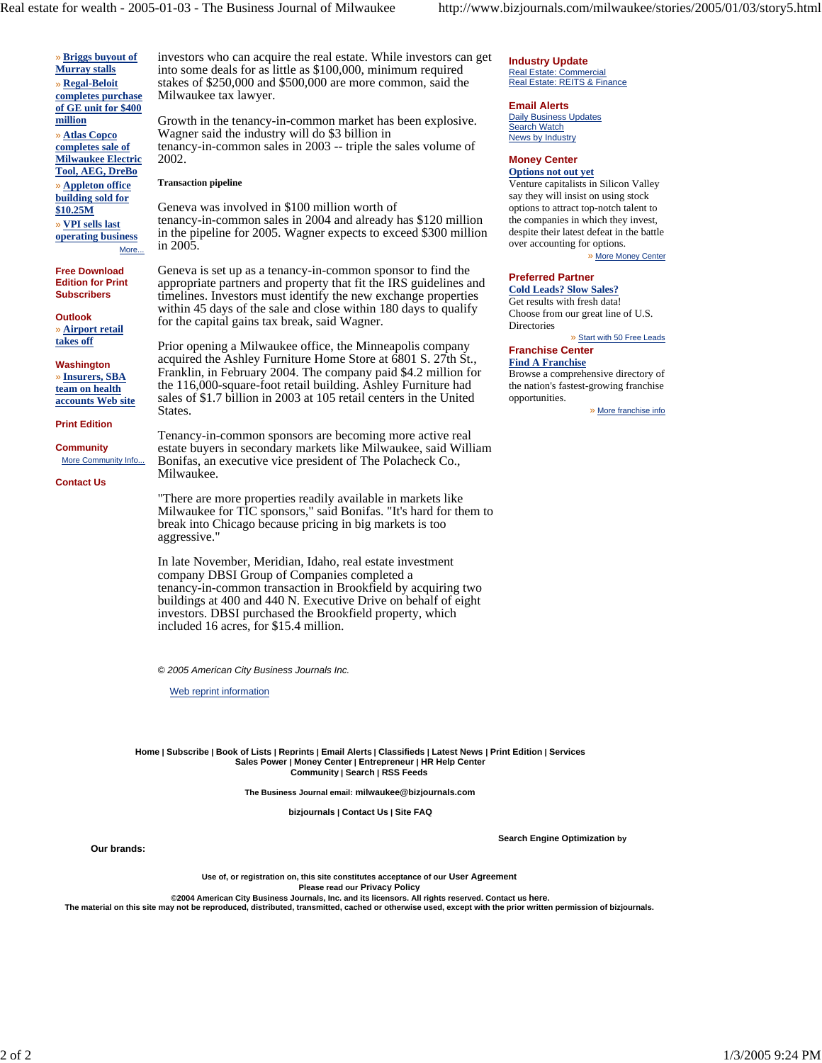» Briggs buyout of Murray stalls
» Regal-Beloit completes purchase of GE unit for $400 million
» Atlas Copco completes sale of Milwaukee Electric Tool, AEG, DreBo
» Appleton office building sold for $10.25M
» VPI sells last operating business

More...

**Free Download Edition for Print Subscribers**

**Outlook**

» Airport retail takes off

**Washington**

» Insurers, SBA team on health accounts Web site

**Print Edition**

**Community**

More Community Info...

**Contact Us**

investors who can acquire the real estate. While investors can get into some deals for as little as $100,000, minimum required stakes of $250,000 and $500,000 are more common, said the Milwaukee tax lawyer.

Growth in the tenancy-in-common market has been explosive. Wagner said the industry will do $3 billion in tenancy-in-common sales in 2003 -- triple the sales volume of 2002.

**Transaction pipeline**

Geneva was involved in $100 million worth of tenancy-in-common sales in 2004 and already has $120 million in the pipeline for 2005. Wagner expects to exceed $300 million in 2005.

Geneva is set up as a tenancy-in-common sponsor to find the appropriate partners and property that fit the IRS guidelines and timelines. Investors must identify the new exchange properties within 45 days of the sale and close within 180 days to qualify for the capital gains tax break, said Wagner.

Prior opening a Milwaukee office, the Minneapolis company acquired the Ashley Furniture Home Store at 6801 S. 27th St., Franklin, in February 2004. The company paid $4.2 million for the 116,000-square-foot retail building. Ashley Furniture had sales of $1.7 billion in 2003 at 105 retail centers in the United States.

Tenancy-in-common sponsors are becoming more active real estate buyers in secondary markets like Milwaukee, said William Bonifas, an executive vice president of The Polacheck Co., Milwaukee.

"There are more properties readily available in markets like Milwaukee for TIC sponsors," said Bonifas. "It's hard for them to break into Chicago because pricing in big markets is too aggressive."

In late November, Meridian, Idaho, real estate investment company DBSI Group of Companies completed a tenancy-in-common transaction in Brookfield by acquiring two buildings at 400 and 440 N. Executive Drive on behalf of eight investors. DBSI purchased the Brookfield property, which included 16 acres, for $15.4 million.

*© 2005 American City Business Journals Inc.*

Web reprint information

**Industry Update**

Real Estate: Commercial
Real Estate: REITS & Finance

**Email Alerts**

Daily Business Updates
Search Watch
News by Industry

**Money Center**

**Options not out yet**

Venture capitalists in Silicon Valley say they will insist on using stock options to attract top-notch talent to the companies in which they invest, despite their latest defeat in the battle over accounting for options.

» More Money Center

**Preferred Partner**

**Cold Leads? Slow Sales?**

Get results with fresh data! Choose from our great line of U.S. Directories

» Start with 50 Free Leads

**Franchise Center**

**Find A Franchise**

Browse a comprehensive directory of the nation's fastest-growing franchise opportunities.

» More franchise info

**Home | Subscribe | Book of Lists | Reprints | Email Alerts | Classifieds | Latest News | Print Edition | Services**
**Sales Power | Money Center | Entrepreneur | HR Help Center**
**Community | Search | RSS Feeds**

**The Business Journal email: milwaukee@bizjournals.com**

**bizjournals | Contact Us | Site FAQ**

**Our brands:**

**Search Engine Optimization by**

**Use of, or registration on, this site constitutes acceptance of our User Agreement**
**Please read our Privacy Policy**
**©2004 American City Business Journals, Inc. and its licensors. All rights reserved. Contact us here.**
**The material on this site may not be reproduced, distributed, transmitted, cached or otherwise used, except with the prior written permission of bizjournals.**